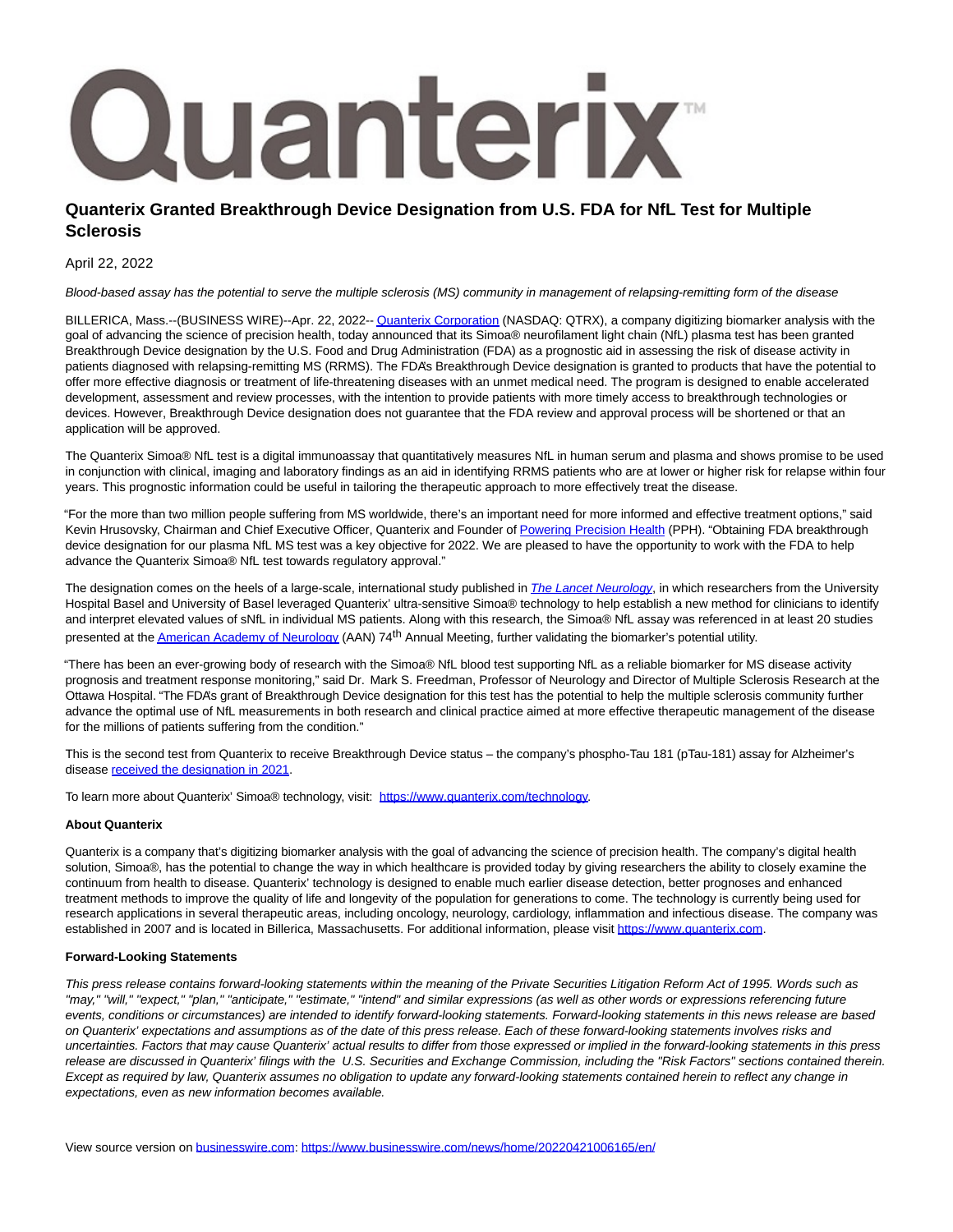# Quanterix

## Quanterix Granted Breakthrough Device Designation from U.S. FDA for NfL Test for Multiple Sclerosis

April 22, 2022

*Blood-based assay has the potential to serve the multiple sclerosis (MS) community in management of relapsing-remitting form of the disease*

BILLERICA, Mass.--(BUSINESS WIRE)--Apr. 22, 2022-- Quanterix Corporation (NASDAQ: QTRX), a company digitizing biomarker analysis with the goal of advancing the science of precision health, today announced that its Simoa® neurofilament light chain (NfL) plasma test has been granted Breakthrough Device designation by the U.S. Food and Drug Administration (FDA) as a prognostic aid in assessing the risk of disease activity in patients diagnosed with relapsing-remitting MS (RRMS). The FDA's Breakthrough Device designation is granted to products that have the potential to offer more effective diagnosis or treatment of life-threatening diseases with an unmet medical need. The program is designed to enable accelerated development, assessment and review processes, with the intention to provide patients with more timely access to breakthrough technologies or devices. However, Breakthrough Device designation does not guarantee that the FDA review and approval process will be shortened or that an application will be approved.

The Quanterix Simoa® NfL test is a digital immunoassay that quantitatively measures NfL in human serum and plasma and shows promise to be used in conjunction with clinical, imaging and laboratory findings as an aid in identifying RRMS patients who are at lower or higher risk for relapse within four years. This prognostic information could be useful in tailoring the therapeutic approach to more effectively treat the disease.

"For the more than two million people suffering from MS worldwide, there's an important need for more informed and effective treatment options," said Kevin Hrusovsky, Chairman and Chief Executive Officer, Quanterix and Founder of Powering Precision Health (PPH). "Obtaining FDA breakthrough device designation for our plasma NfL MS test was a key objective for 2022. We are pleased to have the opportunity to work with the FDA to help advance the Quanterix Simoa® NfL test towards regulatory approval."

The designation comes on the heels of a large-scale, international study published in *The Lancet Neurology*, in which researchers from the University Hospital Basel and University of Basel leveraged Quanterix' ultra-sensitive Simoa® technology to help establish a new method for clinicians to identify and interpret elevated values of sNfL in individual MS patients. Along with this research, the Simoa® NfL assay was referenced in at least 20 studies presented at the American Academy of Neurology (AAN) 74th Annual Meeting, further validating the biomarker's potential utility.

"There has been an ever-growing body of research with the Simoa® NfL blood test supporting NfL as a reliable biomarker for MS disease activity prognosis and treatment response monitoring," said Dr. Mark S. Freedman, Professor of Neurology and Director of Multiple Sclerosis Research at the Ottawa Hospital. "The FDA's grant of Breakthrough Device designation for this test has the potential to help the multiple sclerosis community further advance the optimal use of NfL measurements in both research and clinical practice aimed at more effective therapeutic management of the disease for the millions of patients suffering from the condition."

This is the second test from Quanterix to receive Breakthrough Device status – the company's phospho-Tau 181 (pTau-181) assay for Alzheimer's disease received the designation in 2021.

To learn more about Quanterix' Simoa® technology, visit: https://www.quanterix.com/technology.

**About Quanterix**

Quanterix is a company that's digitizing biomarker analysis with the goal of advancing the science of precision health. The company's digital health solution, Simoa®, has the potential to change the way in which healthcare is provided today by giving researchers the ability to closely examine the continuum from health to disease. Quanterix' technology is designed to enable much earlier disease detection, better prognoses and enhanced treatment methods to improve the quality of life and longevity of the population for generations to come. The technology is currently being used for research applications in several therapeutic areas, including oncology, neurology, cardiology, inflammation and infectious disease. The company was established in 2007 and is located in Billerica, Massachusetts. For additional information, please visit https://www.quanterix.com.

**Forward-Looking Statements**

*This press release contains forward-looking statements within the meaning of the Private Securities Litigation Reform Act of 1995. Words such as "may," "will," "expect," "plan," "anticipate," "estimate," "intend" and similar expressions (as well as other words or expressions referencing future events, conditions or circumstances) are intended to identify forward-looking statements. Forward-looking statements in this news release are based on Quanterix' expectations and assumptions as of the date of this press release. Each of these forward-looking statements involves risks and uncertainties. Factors that may cause Quanterix' actual results to differ from those expressed or implied in the forward-looking statements in this press release are discussed in Quanterix' filings with the U.S. Securities and Exchange Commission, including the "Risk Factors" sections contained therein. Except as required by law, Quanterix assumes no obligation to update any forward-looking statements contained herein to reflect any change in expectations, even as new information becomes available.*

View source version on businesswire.com: https://www.businesswire.com/news/home/20220421006165/en/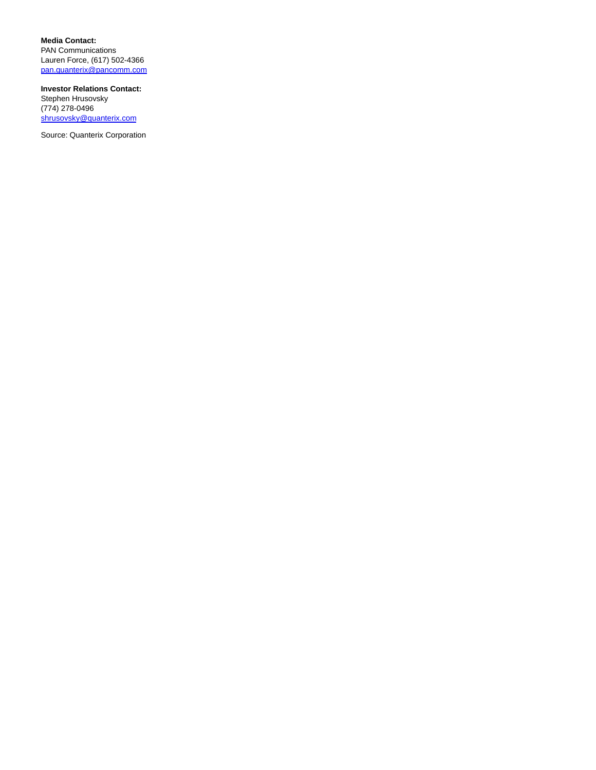**Media Contact:**
PAN Communications
Lauren Force, (617) 502-4366
pan.quanterix@pancomm.com

**Investor Relations Contact:**
Stephen Hrusovsky
(774) 278-0496
shrusovsky@quanterix.com

Source: Quanterix Corporation